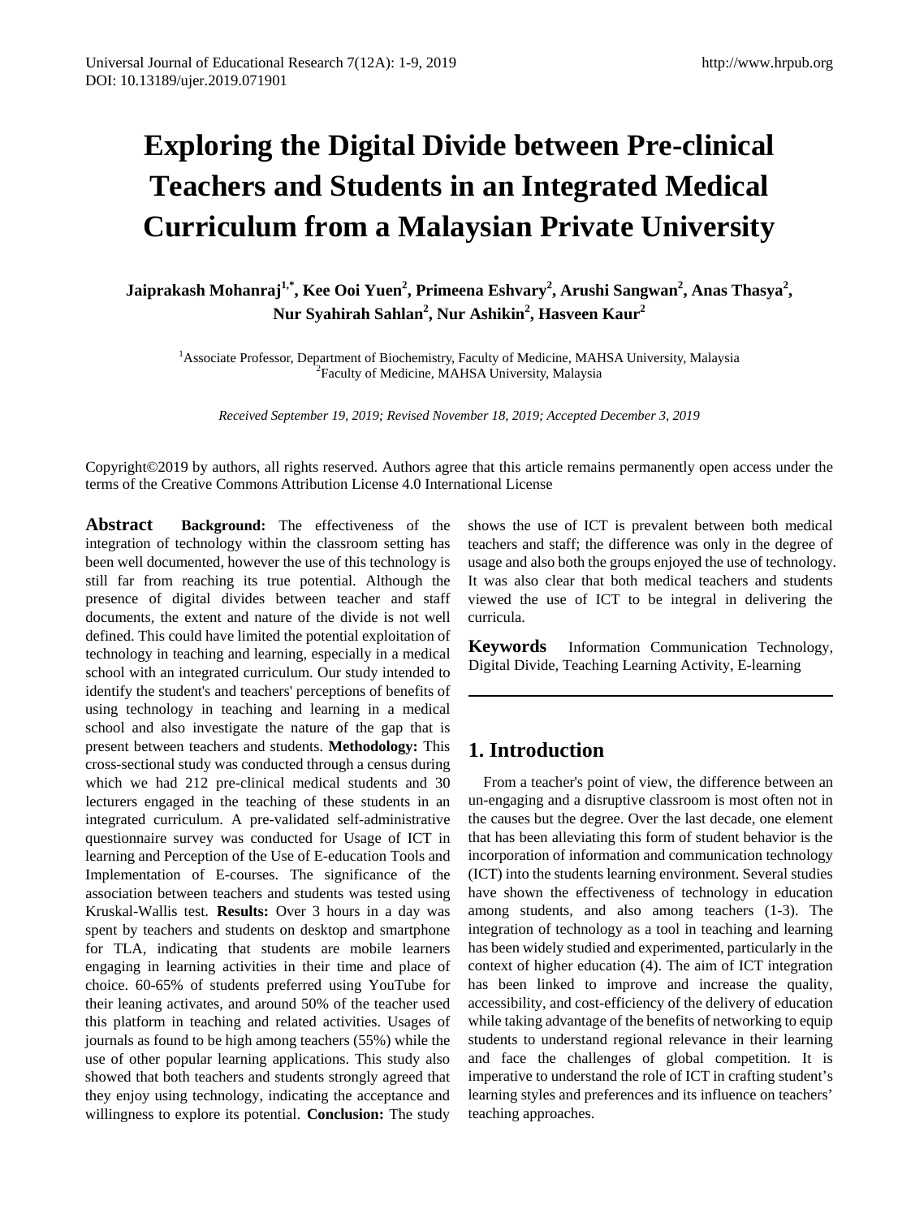# Exploring the Digital Divide between Pre-clinical Teachers and Students in an Integrated Medical Curriculum from a Malaysian Private University

**Jaiprakash Mohanraj[1,*], Kee Ooi Yuen[2], Primeena Eshvary[2], Arushi Sangwan[2], Anas Thasya[2], Nur Syahirah Sahlan[2], Nur Ashikin[2], Hasveen Kaur[2]**

[1]Associate Professor, Department of Biochemistry, Faculty of Medicine, MAHSA University, Malaysia
[2]Faculty of Medicine, MAHSA University, Malaysia

*Received September 19, 2019; Revised November 18, 2019; Accepted December 3, 2019*

Copyright©2019 by authors, all rights reserved. Authors agree that this article remains permanently open access under the terms of the Creative Commons Attribution License 4.0 International License

**Abstract** **Background:** The effectiveness of the integration of technology within the classroom setting has been well documented, however the use of this technology is still far from reaching its true potential. Although the presence of digital divides between teacher and staff documents, the extent and nature of the divide is not well defined. This could have limited the potential exploitation of technology in teaching and learning, especially in a medical school with an integrated curriculum. Our study intended to identify the student's and teachers' perceptions of benefits of using technology in teaching and learning in a medical school and also investigate the nature of the gap that is present between teachers and students. **Methodology:** This cross-sectional study was conducted through a census during which we had 212 pre-clinical medical students and 30 lecturers engaged in the teaching of these students in an integrated curriculum. A pre-validated self-administrative questionnaire survey was conducted for Usage of ICT in learning and Perception of the Use of E-education Tools and Implementation of E-courses. The significance of the association between teachers and students was tested using Kruskal-Wallis test. **Results:** Over 3 hours in a day was spent by teachers and students on desktop and smartphone for TLA, indicating that students are mobile learners engaging in learning activities in their time and place of choice. 60-65% of students preferred using YouTube for their leaning activates, and around 50% of the teacher used this platform in teaching and related activities. Usages of journals as found to be high among teachers (55%) while the use of other popular learning applications. This study also showed that both teachers and students strongly agreed that they enjoy using technology, indicating the acceptance and willingness to explore its potential. **Conclusion:** The study shows the use of ICT is prevalent between both medical teachers and staff; the difference was only in the degree of usage and also both the groups enjoyed the use of technology. It was also clear that both medical teachers and students viewed the use of ICT to be integral in delivering the curricula.

**Keywords** Information Communication Technology, Digital Divide, Teaching Learning Activity, E-learning

## 1. Introduction

From a teacher's point of view, the difference between an un-engaging and a disruptive classroom is most often not in the causes but the degree. Over the last decade, one element that has been alleviating this form of student behavior is the incorporation of information and communication technology (ICT) into the students learning environment. Several studies have shown the effectiveness of technology in education among students, and also among teachers (1-3). The integration of technology as a tool in teaching and learning has been widely studied and experimented, particularly in the context of higher education (4). The aim of ICT integration has been linked to improve and increase the quality, accessibility, and cost-efficiency of the delivery of education while taking advantage of the benefits of networking to equip students to understand regional relevance in their learning and face the challenges of global competition. It is imperative to understand the role of ICT in crafting student's learning styles and preferences and its influence on teachers' teaching approaches.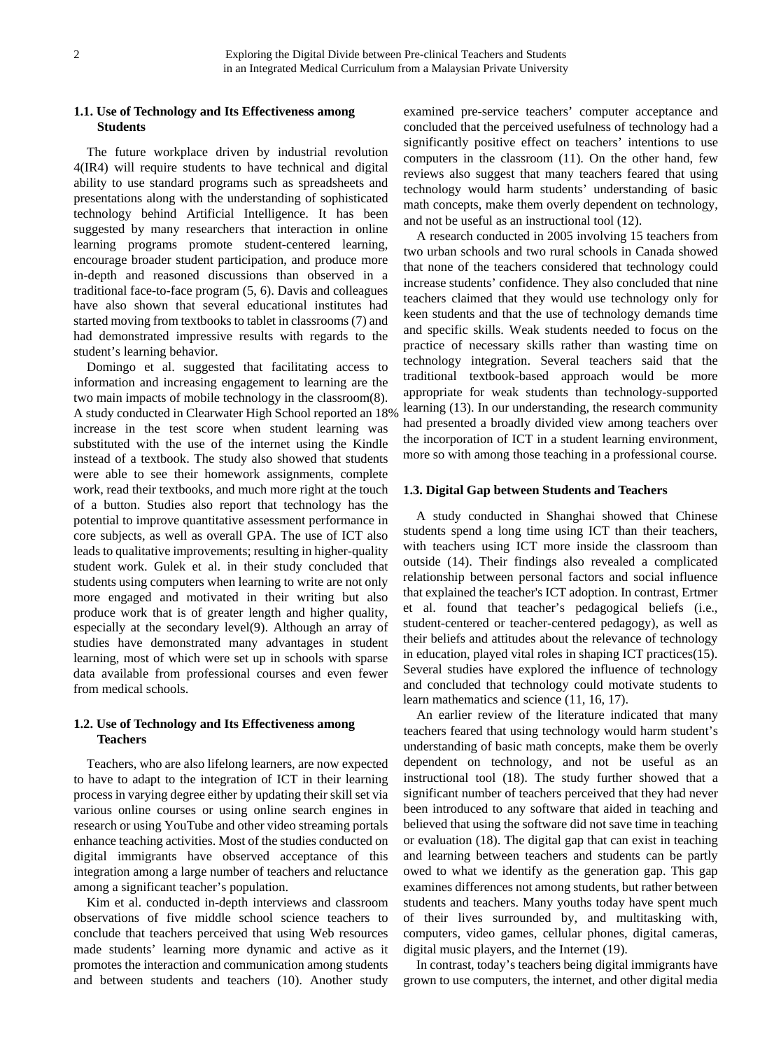### 1.1. Use of Technology and Its Effectiveness among Students

The future workplace driven by industrial revolution 4(IR4) will require students to have technical and digital ability to use standard programs such as spreadsheets and presentations along with the understanding of sophisticated technology behind Artificial Intelligence. It has been suggested by many researchers that interaction in online learning programs promote student-centered learning, encourage broader student participation, and produce more in-depth and reasoned discussions than observed in a traditional face-to-face program (5, 6). Davis and colleagues have also shown that several educational institutes had started moving from textbooks to tablet in classrooms (7) and had demonstrated impressive results with regards to the student's learning behavior.

Domingo et al. suggested that facilitating access to information and increasing engagement to learning are the two main impacts of mobile technology in the classroom(8). A study conducted in Clearwater High School reported an 18% increase in the test score when student learning was substituted with the use of the internet using the Kindle instead of a textbook. The study also showed that students were able to see their homework assignments, complete work, read their textbooks, and much more right at the touch of a button. Studies also report that technology has the potential to improve quantitative assessment performance in core subjects, as well as overall GPA. The use of ICT also leads to qualitative improvements; resulting in higher-quality student work. Gulek et al. in their study concluded that students using computers when learning to write are not only more engaged and motivated in their writing but also produce work that is of greater length and higher quality, especially at the secondary level(9). Although an array of studies have demonstrated many advantages in student learning, most of which were set up in schools with sparse data available from professional courses and even fewer from medical schools.

### 1.2. Use of Technology and Its Effectiveness among Teachers

Teachers, who are also lifelong learners, are now expected to have to adapt to the integration of ICT in their learning process in varying degree either by updating their skill set via various online courses or using online search engines in research or using YouTube and other video streaming portals enhance teaching activities. Most of the studies conducted on digital immigrants have observed acceptance of this integration among a large number of teachers and reluctance among a significant teacher's population.

Kim et al. conducted in-depth interviews and classroom observations of five middle school science teachers to conclude that teachers perceived that using Web resources made students' learning more dynamic and active as it promotes the interaction and communication among students and between students and teachers (10). Another study examined pre-service teachers' computer acceptance and concluded that the perceived usefulness of technology had a significantly positive effect on teachers' intentions to use computers in the classroom (11). On the other hand, few reviews also suggest that many teachers feared that using technology would harm students' understanding of basic math concepts, make them overly dependent on technology, and not be useful as an instructional tool (12).

A research conducted in 2005 involving 15 teachers from two urban schools and two rural schools in Canada showed that none of the teachers considered that technology could increase students' confidence. They also concluded that nine teachers claimed that they would use technology only for keen students and that the use of technology demands time and specific skills. Weak students needed to focus on the practice of necessary skills rather than wasting time on technology integration. Several teachers said that the traditional textbook-based approach would be more appropriate for weak students than technology-supported learning (13). In our understanding, the research community had presented a broadly divided view among teachers over the incorporation of ICT in a student learning environment, more so with among those teaching in a professional course.

### 1.3. Digital Gap between Students and Teachers

A study conducted in Shanghai showed that Chinese students spend a long time using ICT than their teachers, with teachers using ICT more inside the classroom than outside (14). Their findings also revealed a complicated relationship between personal factors and social influence that explained the teacher's ICT adoption. In contrast, Ertmer et al. found that teacher's pedagogical beliefs (i.e., student-centered or teacher-centered pedagogy), as well as their beliefs and attitudes about the relevance of technology in education, played vital roles in shaping ICT practices(15). Several studies have explored the influence of technology and concluded that technology could motivate students to learn mathematics and science (11, 16, 17).

An earlier review of the literature indicated that many teachers feared that using technology would harm student's understanding of basic math concepts, make them be overly dependent on technology, and not be useful as an instructional tool (18). The study further showed that a significant number of teachers perceived that they had never been introduced to any software that aided in teaching and believed that using the software did not save time in teaching or evaluation (18). The digital gap that can exist in teaching and learning between teachers and students can be partly owed to what we identify as the generation gap. This gap examines differences not among students, but rather between students and teachers. Many youths today have spent much of their lives surrounded by, and multitasking with, computers, video games, cellular phones, digital cameras, digital music players, and the Internet (19).

In contrast, today's teachers being digital immigrants have grown to use computers, the internet, and other digital media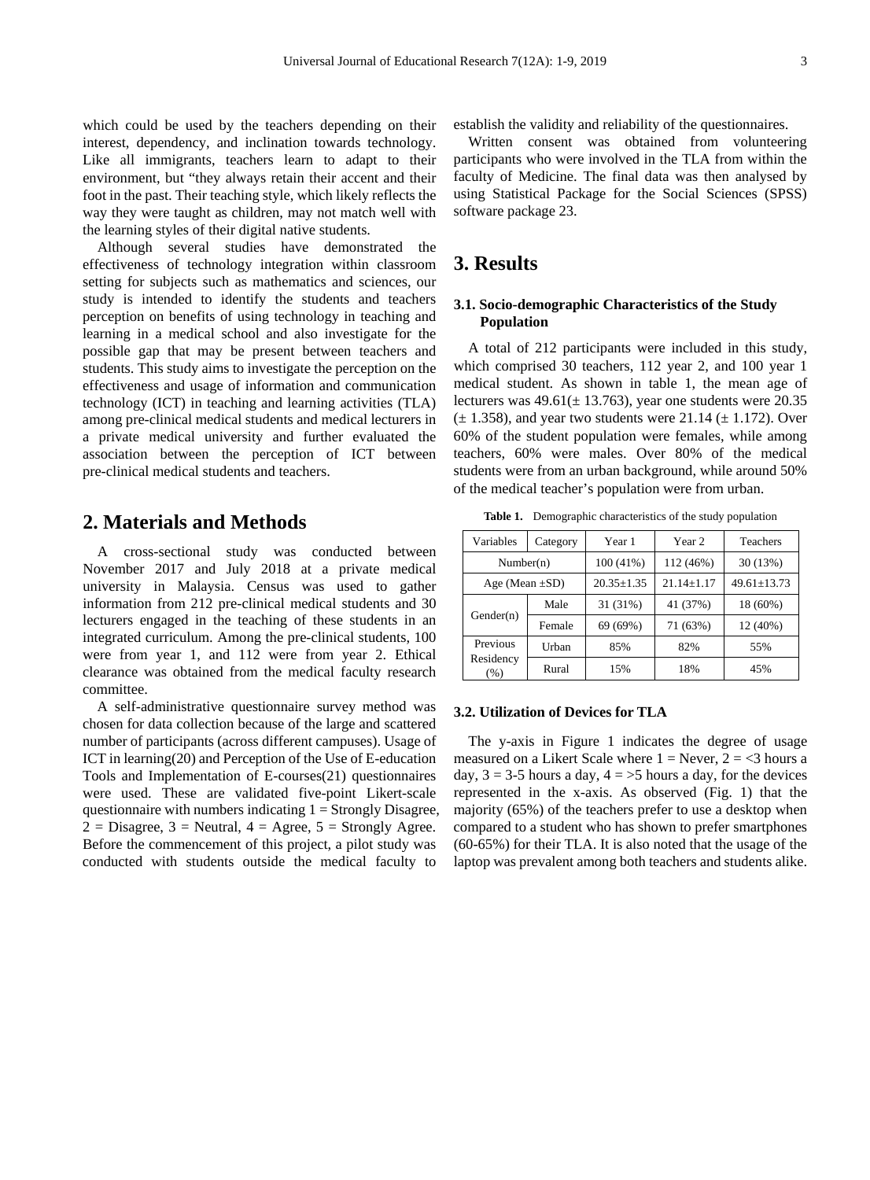which could be used by the teachers depending on their interest, dependency, and inclination towards technology. Like all immigrants, teachers learn to adapt to their environment, but "they always retain their accent and their foot in the past. Their teaching style, which likely reflects the way they were taught as children, may not match well with the learning styles of their digital native students.

Although several studies have demonstrated the effectiveness of technology integration within classroom setting for subjects such as mathematics and sciences, our study is intended to identify the students and teachers perception on benefits of using technology in teaching and learning in a medical school and also investigate for the possible gap that may be present between teachers and students. This study aims to investigate the perception on the effectiveness and usage of information and communication technology (ICT) in teaching and learning activities (TLA) among pre-clinical medical students and medical lecturers in a private medical university and further evaluated the association between the perception of ICT between pre-clinical medical students and teachers.

# 2. Materials and Methods

A cross-sectional study was conducted between November 2017 and July 2018 at a private medical university in Malaysia. Census was used to gather information from 212 pre-clinical medical students and 30 lecturers engaged in the teaching of these students in an integrated curriculum. Among the pre-clinical students, 100 were from year 1, and 112 were from year 2. Ethical clearance was obtained from the medical faculty research committee.

A self-administrative questionnaire survey method was chosen for data collection because of the large and scattered number of participants (across different campuses). Usage of ICT in learning(20) and Perception of the Use of E-education Tools and Implementation of E-courses(21) questionnaires were used. These are validated five-point Likert-scale questionnaire with numbers indicating 1 = Strongly Disagree, 2 = Disagree, 3 = Neutral, 4 = Agree, 5 = Strongly Agree. Before the commencement of this project, a pilot study was conducted with students outside the medical faculty to establish the validity and reliability of the questionnaires.

Written consent was obtained from volunteering participants who were involved in the TLA from within the faculty of Medicine. The final data was then analysed by using Statistical Package for the Social Sciences (SPSS) software package 23.

# 3. Results

### 3.1. Socio-demographic Characteristics of the Study Population

A total of 212 participants were included in this study, which comprised 30 teachers, 112 year 2, and 100 year 1 medical student. As shown in table 1, the mean age of lecturers was 49.61(± 13.763), year one students were 20.35 (± 1.358), and year two students were 21.14 (± 1.172). Over 60% of the student population were females, while among teachers, 60% were males. Over 80% of the medical students were from an urban background, while around 50% of the medical teacher's population were from urban.

**Table 1.** Demographic characteristics of the study population

| Variables | Category | Year 1 | Year 2 | Teachers |
|---|---|---|---|---|
| Number(n) | | 100 (41%) | 112 (46%) | 30 (13%) |
| Age (Mean ±SD) | | 20.35±1.35 | 21.14±1.17 | 49.61±13.73 |
| Gender(n) | Male | 31 (31%) | 41 (37%) | 18 (60%) |
| | Female | 69 (69%) | 71 (63%) | 12 (40%) |
| Previous Residency (%) | Urban | 85% | 82% | 55% |
| | Rural | 15% | 18% | 45% |

### 3.2. Utilization of Devices for TLA

The y-axis in Figure 1 indicates the degree of usage measured on a Likert Scale where 1 = Never, 2 = <3 hours a day, 3 = 3-5 hours a day, 4 = >5 hours a day, for the devices represented in the x-axis. As observed (Fig. 1) that the majority (65%) of the teachers prefer to use a desktop when compared to a student who has shown to prefer smartphones (60-65%) for their TLA. It is also noted that the usage of the laptop was prevalent among both teachers and students alike.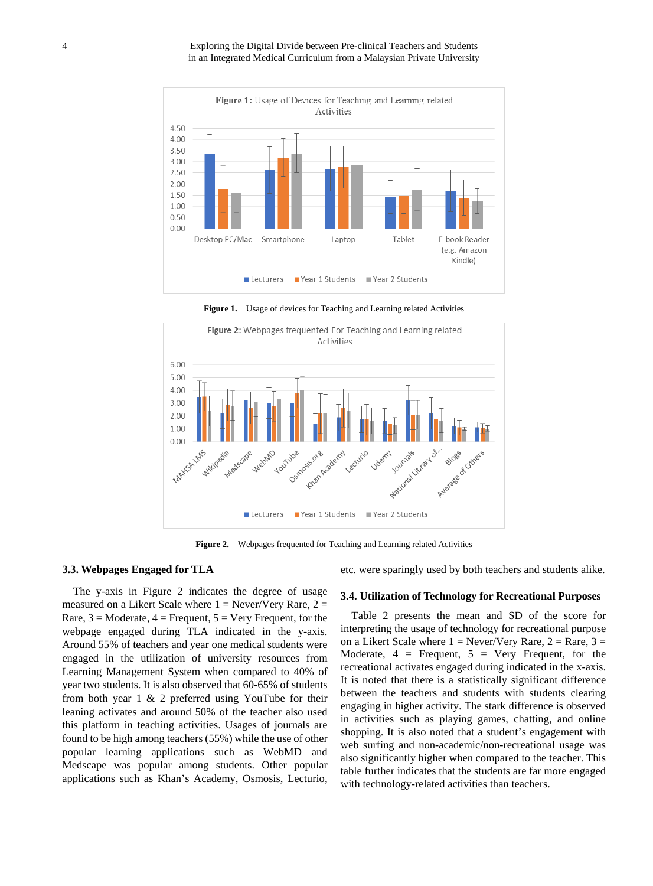Figure 1. Usage of devices for Teaching and Learning related Activities

Figure 2. Webpages frequented for Teaching and Learning related Activities

### 3.3. Webpages Engaged for TLA

The y-axis in Figure 2 indicates the degree of usage measured on a Likert Scale where 1 = Never/Very Rare, 2 = Rare, 3 = Moderate, 4 = Frequent, 5 = Very Frequent, for the webpage engaged during TLA indicated in the y-axis. Around 55% of teachers and year one medical students were engaged in the utilization of university resources from Learning Management System when compared to 40% of year two students. It is also observed that 60-65% of students from both year 1 & 2 preferred using YouTube for their leaning activates and around 50% of the teacher also used this platform in teaching activities. Usages of journals are found to be high among teachers (55%) while the use of other popular learning applications such as WebMD and Medscape was popular among students. Other popular applications such as Khan's Academy, Osmosis, Lecturio, etc. were sparingly used by both teachers and students alike.

### 3.4. Utilization of Technology for Recreational Purposes

Table 2 presents the mean and SD of the score for interpreting the usage of technology for recreational purpose on a Likert Scale where 1 = Never/Very Rare, 2 = Rare, 3 = Moderate, 4 = Frequent, 5 = Very Frequent, for the recreational activates engaged during indicated in the x-axis. It is noted that there is a statistically significant difference between the teachers and students with students clearing engaging in higher activity. The stark difference is observed in activities such as playing games, chatting, and online shopping. It is also noted that a student's engagement with web surfing and non-academic/non-recreational usage was also significantly higher when compared to the teacher. This table further indicates that the students are far more engaged with technology-related activities than teachers.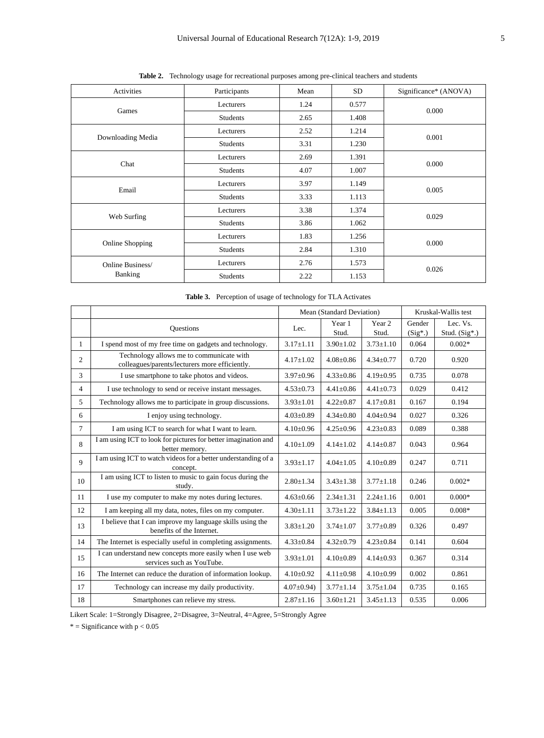**Table 2.** Technology usage for recreational purposes among pre-clinical teachers and students

| Activities | Participants | Mean | SD | Significance* (ANOVA) |
|---|---|---|---|---|
| Games | Lecturers | 1.24 | 0.577 | 0.000 |
| | Students | 2.65 | 1.408 | |
| Downloading Media | Lecturers | 2.52 | 1.214 | 0.001 |
| | Students | 3.31 | 1.230 | |
| Chat | Lecturers | 2.69 | 1.391 | 0.000 |
| | Students | 4.07 | 1.007 | |
| Email | Lecturers | 3.97 | 1.149 | 0.005 |
| | Students | 3.33 | 1.113 | |
| Web Surfing | Lecturers | 3.38 | 1.374 | 0.029 |
| | Students | 3.86 | 1.062 | |
| Online Shopping | Lecturers | 1.83 | 1.256 | 0.000 |
| | Students | 2.84 | 1.310 | |
| Online Business/ Banking | Lecturers | 2.76 | 1.573 | 0.026 |
| | Students | 2.22 | 1.153 | |

**Table 3.** Perception of usage of technology for TLA Activates

| | | Mean (Standard Deviation) | | | Kruskal-Wallis test | |
|---|---|---|---|---|---|---|
| | Questions | Lec. | Year 1 Stud. | Year 2 Stud. | Gender (Sig*.) | Lec. Vs. Stud. (Sig*.) |
| 1 | I spend most of my free time on gadgets and technology. | 3.17±1.11 | 3.90±1.02 | 3.73±1.10 | 0.064 | 0.002* |
| 2 | Technology allows me to communicate with colleagues/parents/lecturers more efficiently. | 4.17±1.02 | 4.08±0.86 | 4.34±0.77 | 0.720 | 0.920 |
| 3 | I use smartphone to take photos and videos. | 3.97±0.96 | 4.33±0.86 | 4.19±0.95 | 0.735 | 0.078 |
| 4 | I use technology to send or receive instant messages. | 4.53±0.73 | 4.41±0.86 | 4.41±0.73 | 0.029 | 0.412 |
| 5 | Technology allows me to participate in group discussions. | 3.93±1.01 | 4.22±0.87 | 4.17±0.81 | 0.167 | 0.194 |
| 6 | I enjoy using technology. | 4.03±0.89 | 4.34±0.80 | 4.04±0.94 | 0.027 | 0.326 |
| 7 | I am using ICT to search for what I want to learn. | 4.10±0.96 | 4.25±0.96 | 4.23±0.83 | 0.089 | 0.388 |
| 8 | I am using ICT to look for pictures for better imagination and better memory. | 4.10±1.09 | 4.14±1.02 | 4.14±0.87 | 0.043 | 0.964 |
| 9 | I am using ICT to watch videos for a better understanding of a concept. | 3.93±1.17 | 4.04±1.05 | 4.10±0.89 | 0.247 | 0.711 |
| 10 | I am using ICT to listen to music to gain focus during the study. | 2.80±1.34 | 3.43±1.38 | 3.77±1.18 | 0.246 | 0.002* |
| 11 | I use my computer to make my notes during lectures. | 4.63±0.66 | 2.34±1.31 | 2.24±1.16 | 0.001 | 0.000* |
| 12 | I am keeping all my data, notes, files on my computer. | 4.30±1.11 | 3.73±1.22 | 3.84±1.13 | 0.005 | 0.008* |
| 13 | I believe that I can improve my language skills using the benefits of the Internet. | 3.83±1.20 | 3.74±1.07 | 3.77±0.89 | 0.326 | 0.497 |
| 14 | The Internet is especially useful in completing assignments. | 4.33±0.84 | 4.32±0.79 | 4.23±0.84 | 0.141 | 0.604 |
| 15 | I can understand new concepts more easily when I use web services such as YouTube. | 3.93±1.01 | 4.10±0.89 | 4.14±0.93 | 0.367 | 0.314 |
| 16 | The Internet can reduce the duration of information lookup. | 4.10±0.92 | 4.11±0.98 | 4.10±0.99 | 0.002 | 0.861 |
| 17 | Technology can increase my daily productivity. | 4.07±0.94) | 3.77±1.14 | 3.75±1.04 | 0.735 | 0.165 |
| 18 | Smartphones can relieve my stress. | 2.87±1.16 | 3.60±1.21 | 3.45±1.13 | 0.535 | 0.006 |

Likert Scale: 1=Strongly Disagree, 2=Disagree, 3=Neutral, 4=Agree, 5=Strongly Agree

* = Significance with $p < 0.05$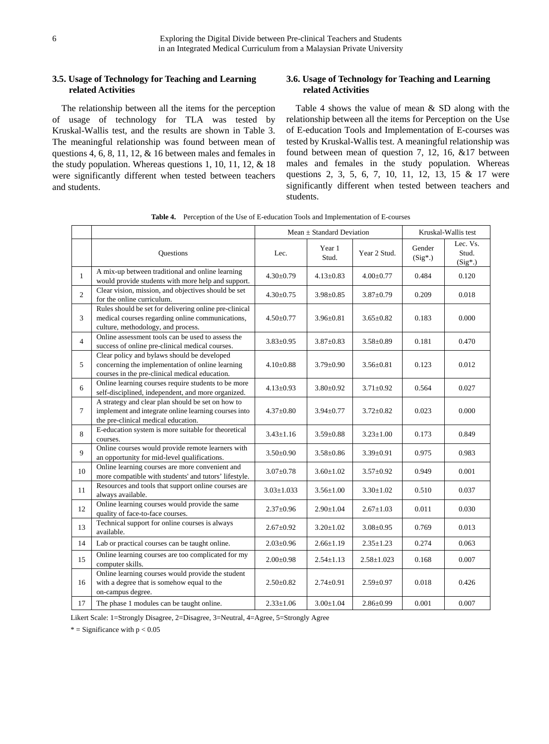### 3.5. Usage of Technology for Teaching and Learning related Activities

The relationship between all the items for the perception of usage of technology for TLA was tested by Kruskal-Wallis test, and the results are shown in Table 3. The meaningful relationship was found between mean of questions 4, 6, 8, 11, 12, & 16 between males and females in the study population. Whereas questions 1, 10, 11, 12, & 18 were significantly different when tested between teachers and students.

### 3.6. Usage of Technology for Teaching and Learning related Activities

Table 4 shows the value of mean & SD along with the relationship between all the items for Perception on the Use of E-education Tools and Implementation of E-courses was tested by Kruskal-Wallis test. A meaningful relationship was found between mean of question 7, 12, 16, &17 between males and females in the study population. Whereas questions 2, 3, 5, 6, 7, 10, 11, 12, 13, 15 & 17 were significantly different when tested between teachers and students.

**Table 4.** Perception of the Use of E-education Tools and Implementation of E-courses

| | | Mean ± Standard Deviation | | | Kruskal-Wallis test | |
|---|---|---|---|---|---|---|
| | Questions | Lec. | Year 1 Stud. | Year 2 Stud. | Gender (Sig*.) | Lec. Vs. Stud. (Sig*.) |
| 1 | A mix-up between traditional and online learning would provide students with more help and support. | 4.30±0.79 | 4.13±0.83 | 4.00±0.77 | 0.484 | 0.120 |
| 2 | Clear vision, mission, and objectives should be set for the online curriculum. | 4.30±0.75 | 3.98±0.85 | 3.87±0.79 | 0.209 | 0.018 |
| 3 | Rules should be set for delivering online pre-clinical medical courses regarding online communications, culture, methodology, and process. | 4.50±0.77 | 3.96±0.81 | 3.65±0.82 | 0.183 | 0.000 |
| 4 | Online assessment tools can be used to assess the success of online pre-clinical medical courses. | 3.83±0.95 | 3.87±0.83 | 3.58±0.89 | 0.181 | 0.470 |
| 5 | Clear policy and bylaws should be developed concerning the implementation of online learning courses in the pre-clinical medical education. | 4.10±0.88 | 3.79±0.90 | 3.56±0.81 | 0.123 | 0.012 |
| 6 | Online learning courses require students to be more self-disciplined, independent, and more organized. | 4.13±0.93 | 3.80±0.92 | 3.71±0.92 | 0.564 | 0.027 |
| 7 | A strategy and clear plan should be set on how to implement and integrate online learning courses into the pre-clinical medical education. | 4.37±0.80 | 3.94±0.77 | 3.72±0.82 | 0.023 | 0.000 |
| 8 | E-education system is more suitable for theoretical courses. | 3.43±1.16 | 3.59±0.88 | 3.23±1.00 | 0.173 | 0.849 |
| 9 | Online courses would provide remote learners with an opportunity for mid-level qualifications. | 3.50±0.90 | 3.58±0.86 | 3.39±0.91 | 0.975 | 0.983 |
| 10 | Online learning courses are more convenient and more compatible with students' and tutors' lifestyle. | 3.07±0.78 | 3.60±1.02 | 3.57±0.92 | 0.949 | 0.001 |
| 11 | Resources and tools that support online courses are always available. | 3.03±1.033 | 3.56±1.00 | 3.30±1.02 | 0.510 | 0.037 |
| 12 | Online learning courses would provide the same quality of face-to-face courses. | 2.37±0.96 | 2.90±1.04 | 2.67±1.03 | 0.011 | 0.030 |
| 13 | Technical support for online courses is always available. | 2.67±0.92 | 3.20±1.02 | 3.08±0.95 | 0.769 | 0.013 |
| 14 | Lab or practical courses can be taught online. | 2.03±0.96 | 2.66±1.19 | 2.35±1.23 | 0.274 | 0.063 |
| 15 | Online learning courses are too complicated for my computer skills. | 2.00±0.98 | 2.54±1.13 | 2.58±1.023 | 0.168 | 0.007 |
| 16 | Online learning courses would provide the student with a degree that is somehow equal to the on-campus degree. | 2.50±0.82 | 2.74±0.91 | 2.59±0.97 | 0.018 | 0.426 |
| 17 | The phase 1 modules can be taught online. | 2.33±1.06 | 3.00±1.04 | 2.86±0.99 | 0.001 | 0.007 |

Likert Scale: 1=Strongly Disagree, 2=Disagree, 3=Neutral, 4=Agree, 5=Strongly Agree

\* = Significance with $p < 0.05$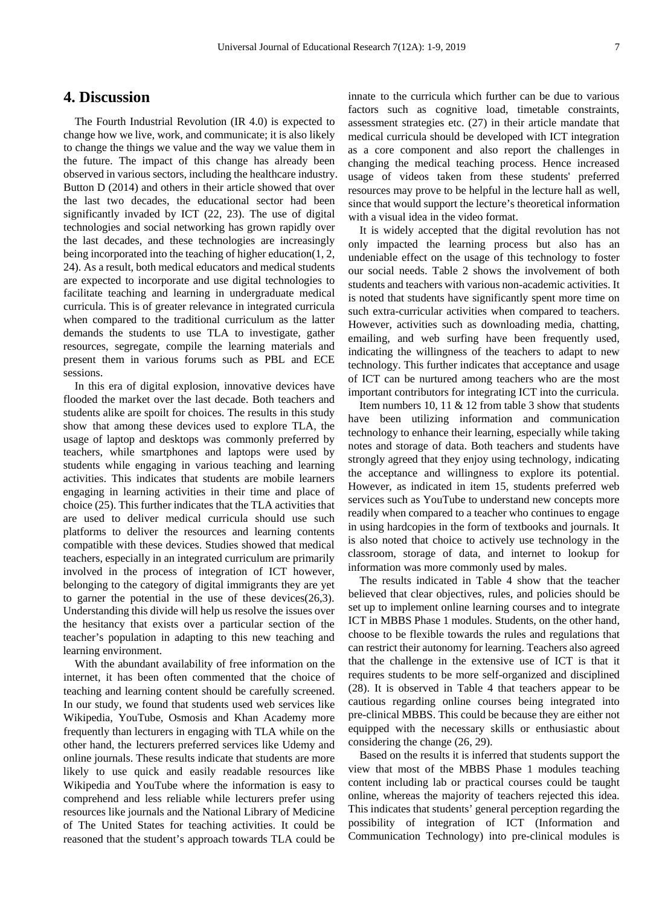## 4. Discussion

The Fourth Industrial Revolution (IR 4.0) is expected to change how we live, work, and communicate; it is also likely to change the things we value and the way we value them in the future. The impact of this change has already been observed in various sectors, including the healthcare industry. Button D (2014) and others in their article showed that over the last two decades, the educational sector had been significantly invaded by ICT (22, 23). The use of digital technologies and social networking has grown rapidly over the last decades, and these technologies are increasingly being incorporated into the teaching of higher education(1, 2, 24). As a result, both medical educators and medical students are expected to incorporate and use digital technologies to facilitate teaching and learning in undergraduate medical curricula. This is of greater relevance in integrated curricula when compared to the traditional curriculum as the latter demands the students to use TLA to investigate, gather resources, segregate, compile the learning materials and present them in various forums such as PBL and ECE sessions.

In this era of digital explosion, innovative devices have flooded the market over the last decade. Both teachers and students alike are spoilt for choices. The results in this study show that among these devices used to explore TLA, the usage of laptop and desktops was commonly preferred by teachers, while smartphones and laptops were used by students while engaging in various teaching and learning activities. This indicates that students are mobile learners engaging in learning activities in their time and place of choice (25). This further indicates that the TLA activities that are used to deliver medical curricula should use such platforms to deliver the resources and learning contents compatible with these devices. Studies showed that medical teachers, especially in an integrated curriculum are primarily involved in the process of integration of ICT however, belonging to the category of digital immigrants they are yet to garner the potential in the use of these devices(26,3). Understanding this divide will help us resolve the issues over the hesitancy that exists over a particular section of the teacher's population in adapting to this new teaching and learning environment.

With the abundant availability of free information on the internet, it has been often commented that the choice of teaching and learning content should be carefully screened. In our study, we found that students used web services like Wikipedia, YouTube, Osmosis and Khan Academy more frequently than lecturers in engaging with TLA while on the other hand, the lecturers preferred services like Udemy and online journals. These results indicate that students are more likely to use quick and easily readable resources like Wikipedia and YouTube where the information is easy to comprehend and less reliable while lecturers prefer using resources like journals and the National Library of Medicine of The United States for teaching activities. It could be reasoned that the student's approach towards TLA could be innate to the curricula which further can be due to various factors such as cognitive load, timetable constraints, assessment strategies etc. (27) in their article mandate that medical curricula should be developed with ICT integration as a core component and also report the challenges in changing the medical teaching process. Hence increased usage of videos taken from these students' preferred resources may prove to be helpful in the lecture hall as well, since that would support the lecture's theoretical information with a visual idea in the video format.

It is widely accepted that the digital revolution has not only impacted the learning process but also has an undeniable effect on the usage of this technology to foster our social needs. Table 2 shows the involvement of both students and teachers with various non-academic activities. It is noted that students have significantly spent more time on such extra-curricular activities when compared to teachers. However, activities such as downloading media, chatting, emailing, and web surfing have been frequently used, indicating the willingness of the teachers to adapt to new technology. This further indicates that acceptance and usage of ICT can be nurtured among teachers who are the most important contributors for integrating ICT into the curricula.

Item numbers 10, 11 & 12 from table 3 show that students have been utilizing information and communication technology to enhance their learning, especially while taking notes and storage of data. Both teachers and students have strongly agreed that they enjoy using technology, indicating the acceptance and willingness to explore its potential. However, as indicated in item 15, students preferred web services such as YouTube to understand new concepts more readily when compared to a teacher who continues to engage in using hardcopies in the form of textbooks and journals. It is also noted that choice to actively use technology in the classroom, storage of data, and internet to lookup for information was more commonly used by males.

The results indicated in Table 4 show that the teacher believed that clear objectives, rules, and policies should be set up to implement online learning courses and to integrate ICT in MBBS Phase 1 modules. Students, on the other hand, choose to be flexible towards the rules and regulations that can restrict their autonomy for learning. Teachers also agreed that the challenge in the extensive use of ICT is that it requires students to be more self-organized and disciplined (28). It is observed in Table 4 that teachers appear to be cautious regarding online courses being integrated into pre-clinical MBBS. This could be because they are either not equipped with the necessary skills or enthusiastic about considering the change (26, 29).

Based on the results it is inferred that students support the view that most of the MBBS Phase 1 modules teaching content including lab or practical courses could be taught online, whereas the majority of teachers rejected this idea. This indicates that students' general perception regarding the possibility of integration of ICT (Information and Communication Technology) into pre-clinical modules is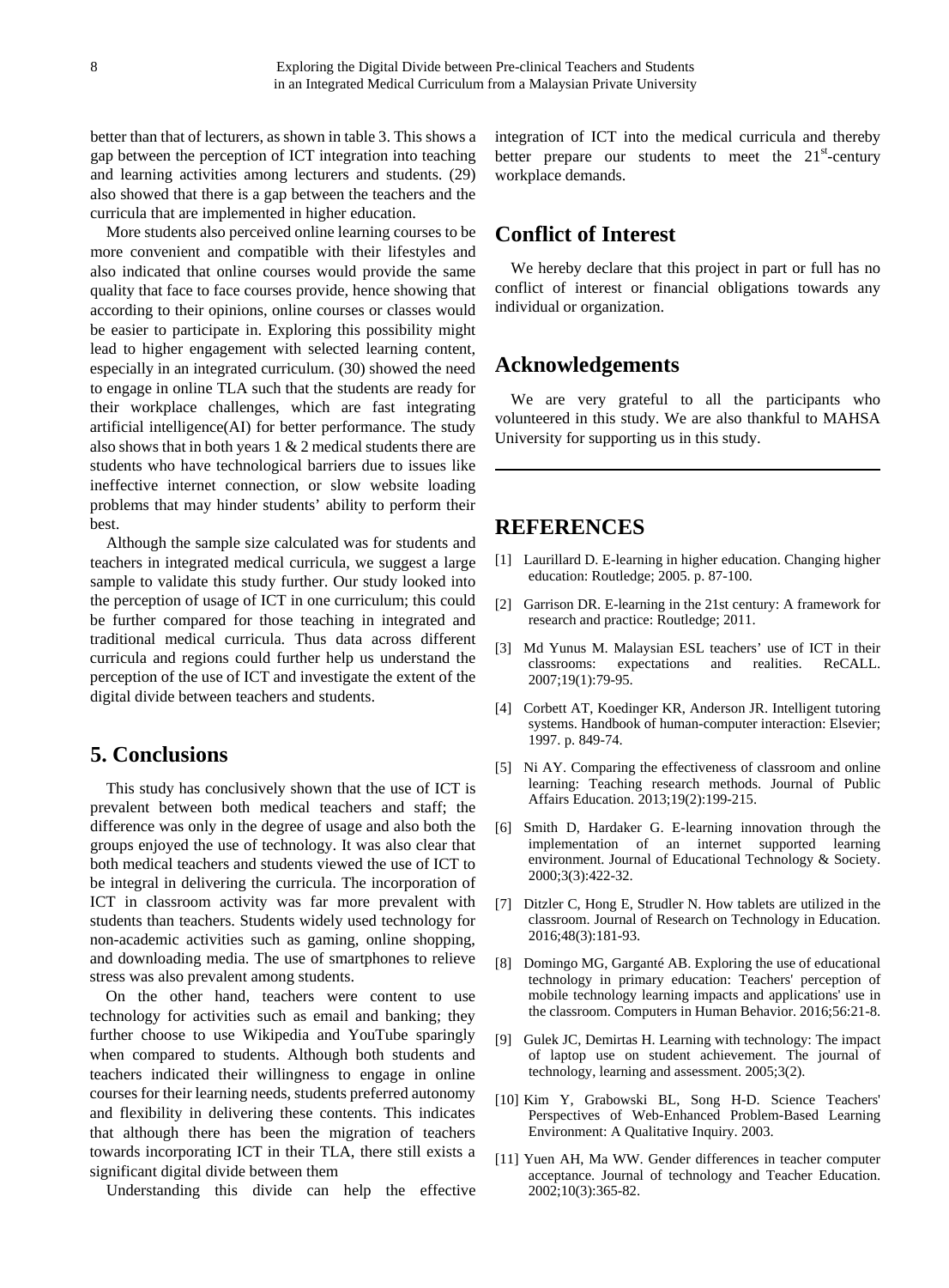better than that of lecturers, as shown in table 3. This shows a gap between the perception of ICT integration into teaching and learning activities among lecturers and students. (29) also showed that there is a gap between the teachers and the curricula that are implemented in higher education.

More students also perceived online learning courses to be more convenient and compatible with their lifestyles and also indicated that online courses would provide the same quality that face to face courses provide, hence showing that according to their opinions, online courses or classes would be easier to participate in. Exploring this possibility might lead to higher engagement with selected learning content, especially in an integrated curriculum. (30) showed the need to engage in online TLA such that the students are ready for their workplace challenges, which are fast integrating artificial intelligence(AI) for better performance. The study also shows that in both years 1 & 2 medical students there are students who have technological barriers due to issues like ineffective internet connection, or slow website loading problems that may hinder students' ability to perform their best.

Although the sample size calculated was for students and teachers in integrated medical curricula, we suggest a large sample to validate this study further. Our study looked into the perception of usage of ICT in one curriculum; this could be further compared for those teaching in integrated and traditional medical curricula. Thus data across different curricula and regions could further help us understand the perception of the use of ICT and investigate the extent of the digital divide between teachers and students.

## 5. Conclusions

This study has conclusively shown that the use of ICT is prevalent between both medical teachers and staff; the difference was only in the degree of usage and also both the groups enjoyed the use of technology. It was also clear that both medical teachers and students viewed the use of ICT to be integral in delivering the curricula. The incorporation of ICT in classroom activity was far more prevalent with students than teachers. Students widely used technology for non-academic activities such as gaming, online shopping, and downloading media. The use of smartphones to relieve stress was also prevalent among students.

On the other hand, teachers were content to use technology for activities such as email and banking; they further choose to use Wikipedia and YouTube sparingly when compared to students. Although both students and teachers indicated their willingness to engage in online courses for their learning needs, students preferred autonomy and flexibility in delivering these contents. This indicates that although there has been the migration of teachers towards incorporating ICT in their TLA, there still exists a significant digital divide between them

Understanding this divide can help the effective integration of ICT into the medical curricula and thereby better prepare our students to meet the 21st-century workplace demands.

## Conflict of Interest

We hereby declare that this project in part or full has no conflict of interest or financial obligations towards any individual or organization.

## Acknowledgements

We are very grateful to all the participants who volunteered in this study. We are also thankful to MAHSA University for supporting us in this study.

## REFERENCES

[1] Laurillard D. E-learning in higher education. Changing higher education: Routledge; 2005. p. 87-100.

[2] Garrison DR. E-learning in the 21st century: A framework for research and practice: Routledge; 2011.

[3] Md Yunus M. Malaysian ESL teachers' use of ICT in their classrooms: expectations and realities. ReCALL. 2007;19(1):79-95.

[4] Corbett AT, Koedinger KR, Anderson JR. Intelligent tutoring systems. Handbook of human-computer interaction: Elsevier; 1997. p. 849-74.

[5] Ni AY. Comparing the effectiveness of classroom and online learning: Teaching research methods. Journal of Public Affairs Education. 2013;19(2):199-215.

[6] Smith D, Hardaker G. E-learning innovation through the implementation of an internet supported learning environment. Journal of Educational Technology & Society. 2000;3(3):422-32.

[7] Ditzler C, Hong E, Strudler N. How tablets are utilized in the classroom. Journal of Research on Technology in Education. 2016;48(3):181-93.

[8] Domingo MG, Garganté AB. Exploring the use of educational technology in primary education: Teachers' perception of mobile technology learning impacts and applications' use in the classroom. Computers in Human Behavior. 2016;56:21-8.

[9] Gulek JC, Demirtas H. Learning with technology: The impact of laptop use on student achievement. The journal of technology, learning and assessment. 2005;3(2).

[10] Kim Y, Grabowski BL, Song H-D. Science Teachers' Perspectives of Web-Enhanced Problem-Based Learning Environment: A Qualitative Inquiry. 2003.

[11] Yuen AH, Ma WW. Gender differences in teacher computer acceptance. Journal of technology and Teacher Education. 2002;10(3):365-82.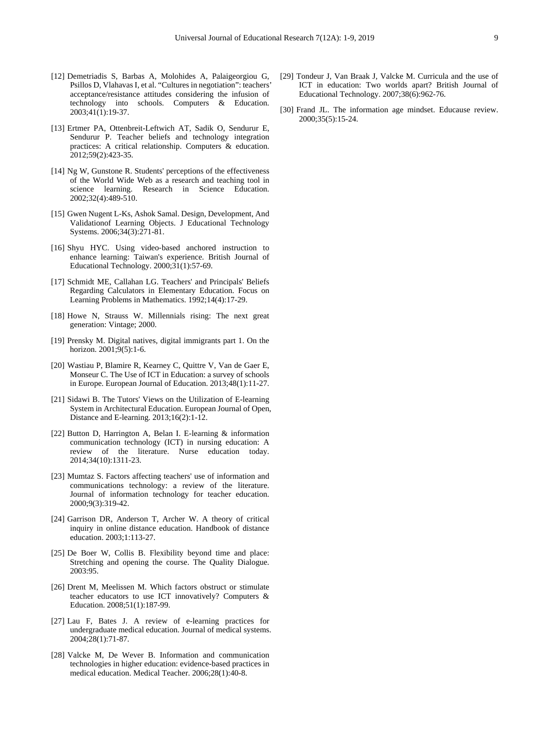[12] Demetriadis S, Barbas A, Molohides A, Palaigeorgiou G, Psillos D, Vlahavas I, et al. "Cultures in negotiation": teachers' acceptance/resistance attitudes considering the infusion of technology into schools. Computers & Education. 2003;41(1):19-37.

[13] Ertmer PA, Ottenbreit-Leftwich AT, Sadik O, Sendurur E, Sendurur P. Teacher beliefs and technology integration practices: A critical relationship. Computers & education. 2012;59(2):423-35.

[14] Ng W, Gunstone R. Students' perceptions of the effectiveness of the World Wide Web as a research and teaching tool in science learning. Research in Science Education. 2002;32(4):489-510.

[15] Gwen Nugent L-Ks, Ashok Samal. Design, Development, And Validationof Learning Objects. J Educational Technology Systems. 2006;34(3):271-81.

[16] Shyu HYC. Using video-based anchored instruction to enhance learning: Taiwan's experience. British Journal of Educational Technology. 2000;31(1):57-69.

[17] Schmidt ME, Callahan LG. Teachers' and Principals' Beliefs Regarding Calculators in Elementary Education. Focus on Learning Problems in Mathematics. 1992;14(4):17-29.

[18] Howe N, Strauss W. Millennials rising: The next great generation: Vintage; 2000.

[19] Prensky M. Digital natives, digital immigrants part 1. On the horizon. 2001;9(5):1-6.

[20] Wastiau P, Blamire R, Kearney C, Quittre V, Van de Gaer E, Monseur C. The Use of ICT in Education: a survey of schools in Europe. European Journal of Education. 2013;48(1):11-27.

[21] Sidawi B. The Tutors' Views on the Utilization of E-learning System in Architectural Education. European Journal of Open, Distance and E-learning. 2013;16(2):1-12.

[22] Button D, Harrington A, Belan I. E-learning & information communication technology (ICT) in nursing education: A review of the literature. Nurse education today. 2014;34(10):1311-23.

[23] Mumtaz S. Factors affecting teachers' use of information and communications technology: a review of the literature. Journal of information technology for teacher education. 2000;9(3):319-42.

[24] Garrison DR, Anderson T, Archer W. A theory of critical inquiry in online distance education. Handbook of distance education. 2003;1:113-27.

[25] De Boer W, Collis B. Flexibility beyond time and place: Stretching and opening the course. The Quality Dialogue. 2003:95.

[26] Drent M, Meelissen M. Which factors obstruct or stimulate teacher educators to use ICT innovatively? Computers & Education. 2008;51(1):187-99.

[27] Lau F, Bates J. A review of e-learning practices for undergraduate medical education. Journal of medical systems. 2004;28(1):71-87.

[28] Valcke M, De Wever B. Information and communication technologies in higher education: evidence-based practices in medical education. Medical Teacher. 2006;28(1):40-8.

[29] Tondeur J, Van Braak J, Valcke M. Curricula and the use of ICT in education: Two worlds apart? British Journal of Educational Technology. 2007;38(6):962-76.

[30] Frand JL. The information age mindset. Educause review. 2000;35(5):15-24.